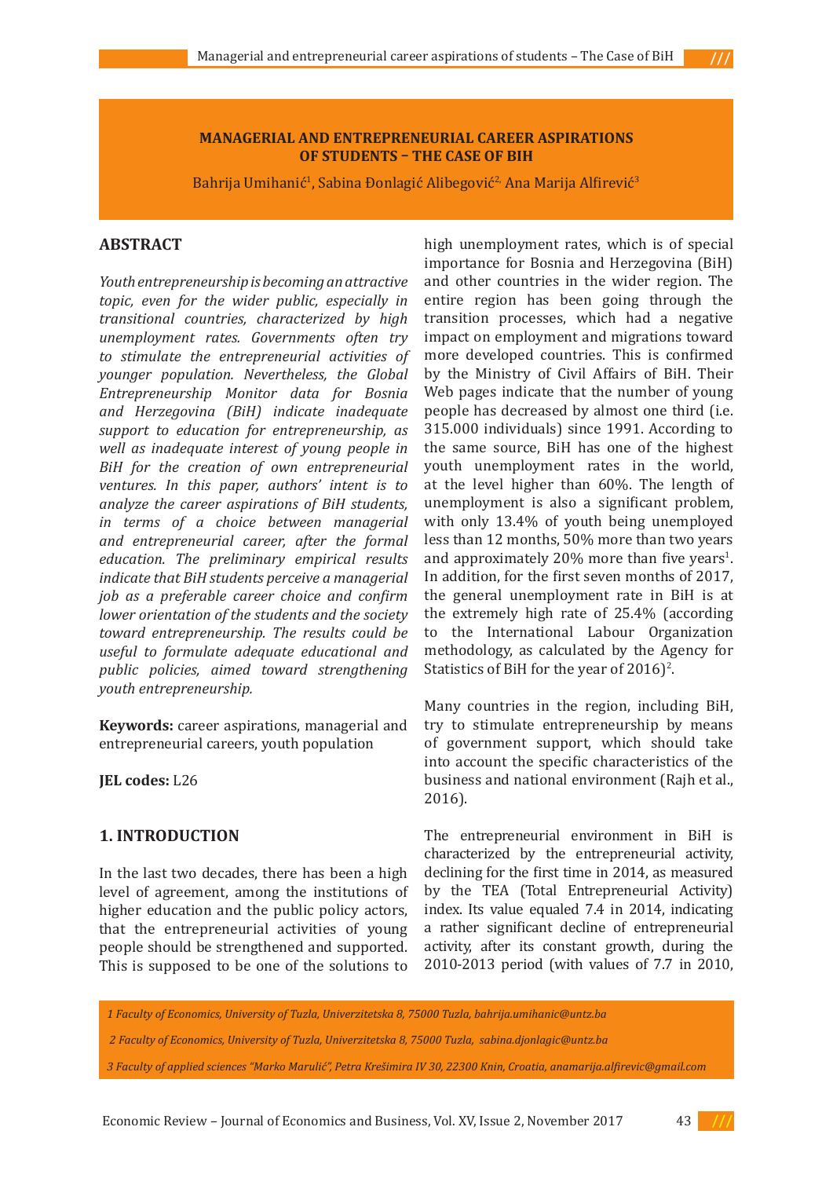# MANAGERIAL AND ENTREPRENEURIAL CAREER ASPIRATIONS OF STUDENTS – THE CASE OF BIH

Bahrija Umihanić[1], Sabina Đonlagić Alibegović[2], Ana Marija Alfirević[3]

## ABSTRACT

*Youth entrepreneurship is becoming an attractive topic, even for the wider public, especially in transitional countries, characterized by high unemployment rates. Governments often try to stimulate the entrepreneurial activities of younger population. Nevertheless, the Global Entrepreneurship Monitor data for Bosnia and Herzegovina (BiH) indicate inadequate support to education for entrepreneurship, as well as inadequate interest of young people in BiH for the creation of own entrepreneurial ventures. In this paper, authors' intent is to analyze the career aspirations of BiH students, in terms of a choice between managerial and entrepreneurial career, after the formal education. The preliminary empirical results indicate that BiH students perceive a managerial job as a preferable career choice and confirm lower orientation of the students and the society toward entrepreneurship. The results could be useful to formulate adequate educational and public policies, aimed toward strengthening youth entrepreneurship.*

**Keywords:** career aspirations, managerial and entrepreneurial careers, youth population

**JEL codes:** L26

## 1. INTRODUCTION

In the last two decades, there has been a high level of agreement, among the institutions of higher education and the public policy actors, that the entrepreneurial activities of young people should be strengthened and supported. This is supposed to be one of the solutions to high unemployment rates, which is of special importance for Bosnia and Herzegovina (BiH) and other countries in the wider region. The entire region has been going through the transition processes, which had a negative impact on employment and migrations toward more developed countries. This is confirmed by the Ministry of Civil Affairs of BiH. Their Web pages indicate that the number of young people has decreased by almost one third (i.e. 315.000 individuals) since 1991. According to the same source, BiH has one of the highest youth unemployment rates in the world, at the level higher than 60%. The length of unemployment is also a significant problem, with only 13.4% of youth being unemployed less than 12 months, 50% more than two years and approximately 20% more than five years[1]. In addition, for the first seven months of 2017, the general unemployment rate in BiH is at the extremely high rate of 25.4% (according to the International Labour Organization methodology, as calculated by the Agency for Statistics of BiH for the year of 2016)[2].

Many countries in the region, including BiH, try to stimulate entrepreneurship by means of government support, which should take into account the specific characteristics of the business and national environment (Rajh et al., 2016).

The entrepreneurial environment in BiH is characterized by the entrepreneurial activity, declining for the first time in 2014, as measured by the TEA (Total Entrepreneurial Activity) index. Its value equaled 7.4 in 2014, indicating a rather significant decline of entrepreneurial activity, after its constant growth, during the 2010-2013 period (with values of 7.7 in 2010,

*1 Faculty of Economics, University of Tuzla, Univerzitetska 8, 75000 Tuzla, bahrija.umihanic@untz.ba*

*2 Faculty of Economics, University of Tuzla, Univerzitetska 8, 75000 Tuzla, sabina.djonlagic@untz.ba*

*3 Faculty of applied sciences "Marko Marulić", Petra Krešimira IV 30, 22300 Knin, Croatia, anamarija.alfirevic@gmail.com*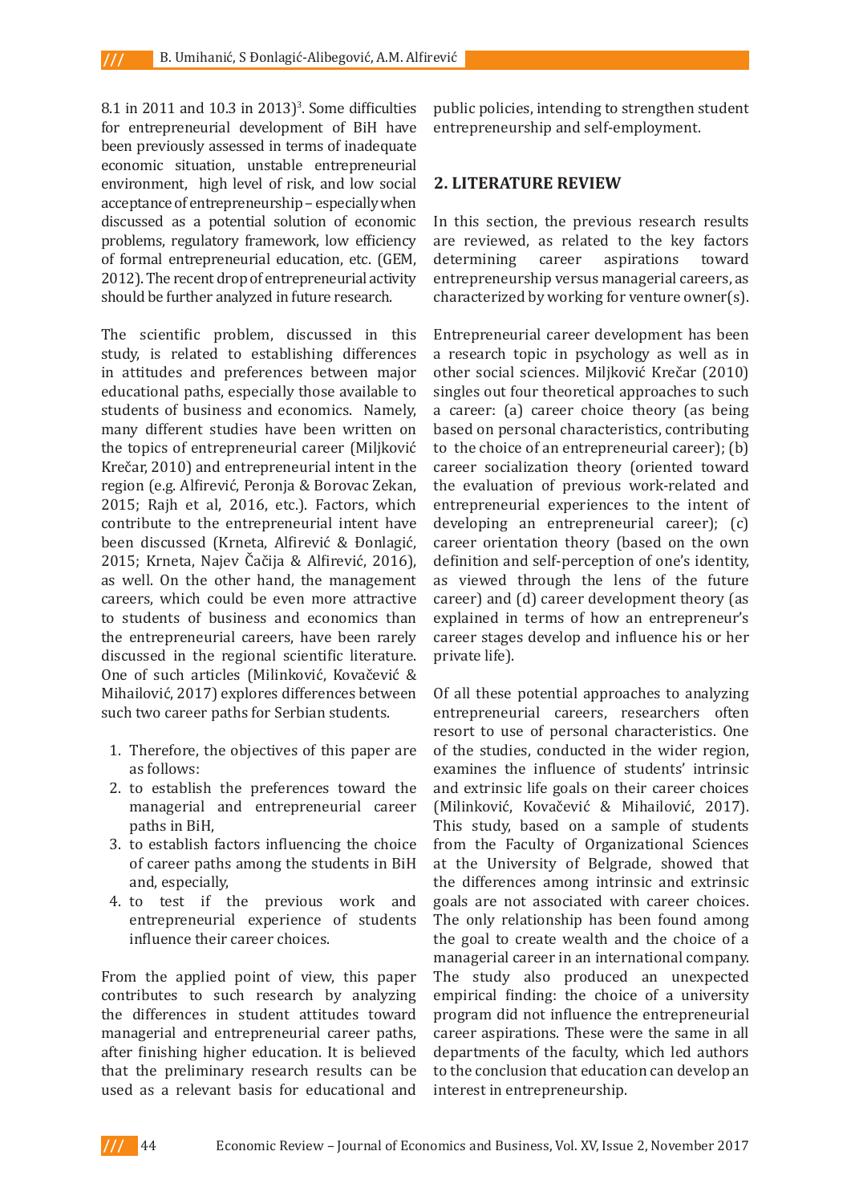8.1 in 2011 and 10.3 in 2013)[3]. Some difficulties for entrepreneurial development of BiH have been previously assessed in terms of inadequate economic situation, unstable entrepreneurial environment, high level of risk, and low social acceptance of entrepreneurship – especially when discussed as a potential solution of economic problems, regulatory framework, low efficiency of formal entrepreneurial education, etc. (GEM, 2012). The recent drop of entrepreneurial activity should be further analyzed in future research.

The scientific problem, discussed in this study, is related to establishing differences in attitudes and preferences between major educational paths, especially those available to students of business and economics. Namely, many different studies have been written on the topics of entrepreneurial career (Miljković Krečar, 2010) and entrepreneurial intent in the region (e.g. Alfirević, Peronja & Borovac Zekan, 2015; Rajh et al, 2016, etc.). Factors, which contribute to the entrepreneurial intent have been discussed (Krneta, Alfirević & Đonlagić, 2015; Krneta, Najev Čačija & Alfirević, 2016), as well. On the other hand, the management careers, which could be even more attractive to students of business and economics than the entrepreneurial careers, have been rarely discussed in the regional scientific literature. One of such articles (Milinković, Kovačević & Mihailović, 2017) explores differences between such two career paths for Serbian students.

1. Therefore, the objectives of this paper are as follows:
2. to establish the preferences toward the managerial and entrepreneurial career paths in BiH,
3. to establish factors influencing the choice of career paths among the students in BiH and, especially,
4. to test if the previous work and entrepreneurial experience of students influence their career choices.

From the applied point of view, this paper contributes to such research by analyzing the differences in student attitudes toward managerial and entrepreneurial career paths, after finishing higher education. It is believed that the preliminary research results can be used as a relevant basis for educational and public policies, intending to strengthen student entrepreneurship and self-employment.

## 2. LITERATURE REVIEW

In this section, the previous research results are reviewed, as related to the key factors determining career aspirations toward entrepreneurship versus managerial careers, as characterized by working for venture owner(s).

Entrepreneurial career development has been a research topic in psychology as well as in other social sciences. Miljković Krečar (2010) singles out four theoretical approaches to such a career: (a) career choice theory (as being based on personal characteristics, contributing to the choice of an entrepreneurial career); (b) career socialization theory (oriented toward the evaluation of previous work-related and entrepreneurial experiences to the intent of developing an entrepreneurial career); (c) career orientation theory (based on the own definition and self-perception of one's identity, as viewed through the lens of the future career) and (d) career development theory (as explained in terms of how an entrepreneur's career stages develop and influence his or her private life).

Of all these potential approaches to analyzing entrepreneurial careers, researchers often resort to use of personal characteristics. One of the studies, conducted in the wider region, examines the influence of students' intrinsic and extrinsic life goals on their career choices (Milinković, Kovačević & Mihailović, 2017). This study, based on a sample of students from the Faculty of Organizational Sciences at the University of Belgrade, showed that the differences among intrinsic and extrinsic goals are not associated with career choices. The only relationship has been found among the goal to create wealth and the choice of a managerial career in an international company. The study also produced an unexpected empirical finding: the choice of a university program did not influence the entrepreneurial career aspirations. These were the same in all departments of the faculty, which led authors to the conclusion that education can develop an interest in entrepreneurship.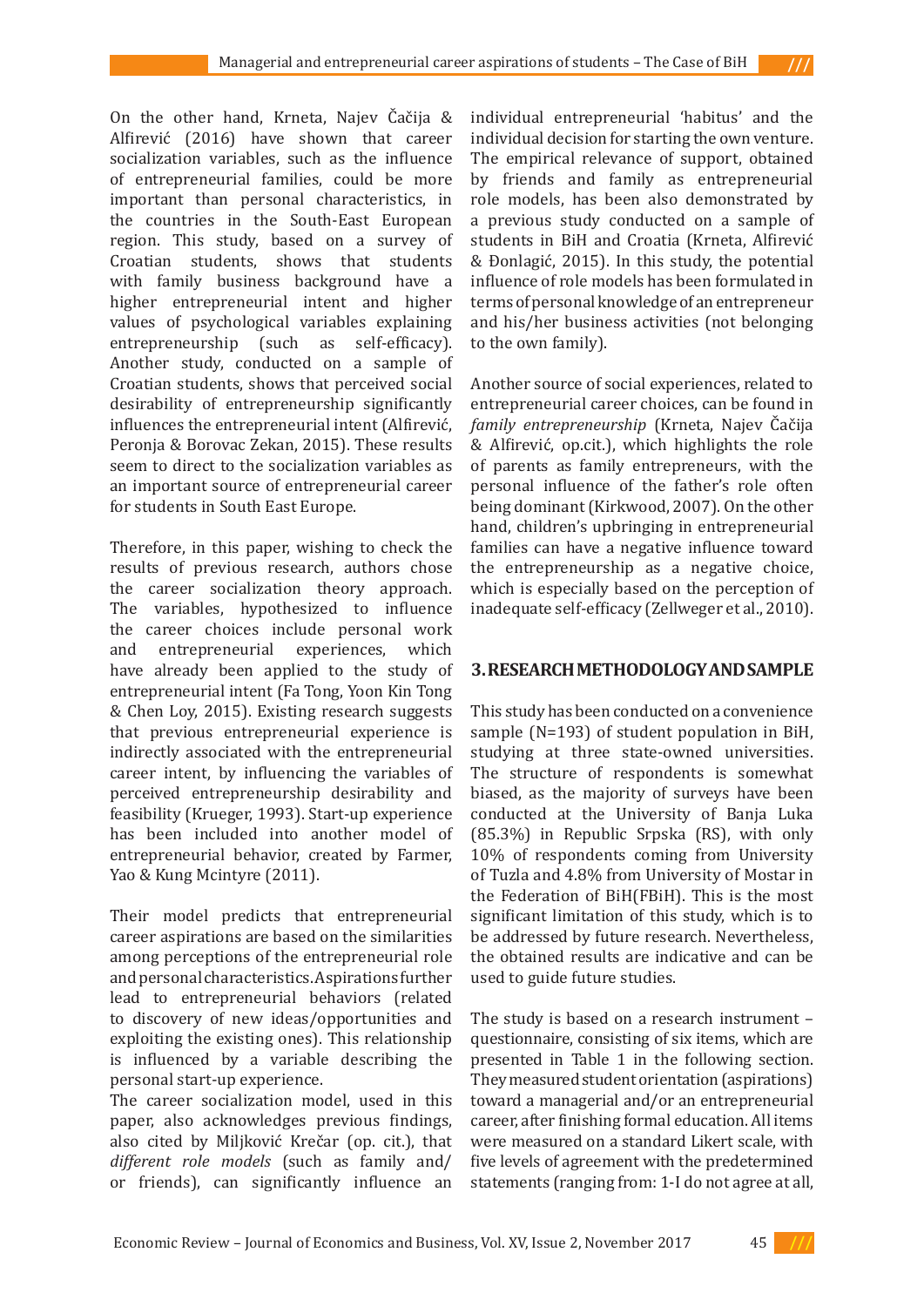On the other hand, Krneta, Najev Čačija & Alfirević (2016) have shown that career socialization variables, such as the influence of entrepreneurial families, could be more important than personal characteristics, in the countries in the South-East European region. This study, based on a survey of Croatian students, shows that students with family business background have a higher entrepreneurial intent and higher values of psychological variables explaining entrepreneurship (such as self-efficacy). Another study, conducted on a sample of Croatian students, shows that perceived social desirability of entrepreneurship significantly influences the entrepreneurial intent (Alfirević, Peronja & Borovac Zekan, 2015). These results seem to direct to the socialization variables as an important source of entrepreneurial career for students in South East Europe.

Therefore, in this paper, wishing to check the results of previous research, authors chose the career socialization theory approach. The variables, hypothesized to influence the career choices include personal work and entrepreneurial experiences, which have already been applied to the study of entrepreneurial intent (Fa Tong, Yoon Kin Tong & Chen Loy, 2015). Existing research suggests that previous entrepreneurial experience is indirectly associated with the entrepreneurial career intent, by influencing the variables of perceived entrepreneurship desirability and feasibility (Krueger, 1993). Start-up experience has been included into another model of entrepreneurial behavior, created by Farmer, Yao & Kung Mcintyre (2011).

Their model predicts that entrepreneurial career aspirations are based on the similarities among perceptions of the entrepreneurial role and personal characteristics. Aspirations further lead to entrepreneurial behaviors (related to discovery of new ideas/opportunities and exploiting the existing ones). This relationship is influenced by a variable describing the personal start-up experience.

The career socialization model, used in this paper, also acknowledges previous findings, also cited by Miljković Krečar (op. cit.), that *different role models* (such as family and/or friends), can significantly influence an individual entrepreneurial 'habitus' and the individual decision for starting the own venture. The empirical relevance of support, obtained by friends and family as entrepreneurial role models, has been also demonstrated by a previous study conducted on a sample of students in BiH and Croatia (Krneta, Alfirević & Đonlagić, 2015). In this study, the potential influence of role models has been formulated in terms of personal knowledge of an entrepreneur and his/her business activities (not belonging to the own family).

Another source of social experiences, related to entrepreneurial career choices, can be found in *family entrepreneurship* (Krneta, Najev Čačija & Alfirević, op.cit.), which highlights the role of parents as family entrepreneurs, with the personal influence of the father's role often being dominant (Kirkwood, 2007). On the other hand, children's upbringing in entrepreneurial families can have a negative influence toward the entrepreneurship as a negative choice, which is especially based on the perception of inadequate self-efficacy (Zellweger et al., 2010).

## 3. RESEARCH METHODOLOGY AND SAMPLE

This study has been conducted on a convenience sample (N=193) of student population in BiH, studying at three state-owned universities. The structure of respondents is somewhat biased, as the majority of surveys have been conducted at the University of Banja Luka (85.3%) in Republic Srpska (RS), with only 10% of respondents coming from University of Tuzla and 4.8% from University of Mostar in the Federation of BiH(FBiH). This is the most significant limitation of this study, which is to be addressed by future research. Nevertheless, the obtained results are indicative and can be used to guide future studies.

The study is based on a research instrument – questionnaire, consisting of six items, which are presented in Table 1 in the following section. They measured student orientation (aspirations) toward a managerial and/or an entrepreneurial career, after finishing formal education. All items were measured on a standard Likert scale, with five levels of agreement with the predetermined statements (ranging from: 1-I do not agree at all,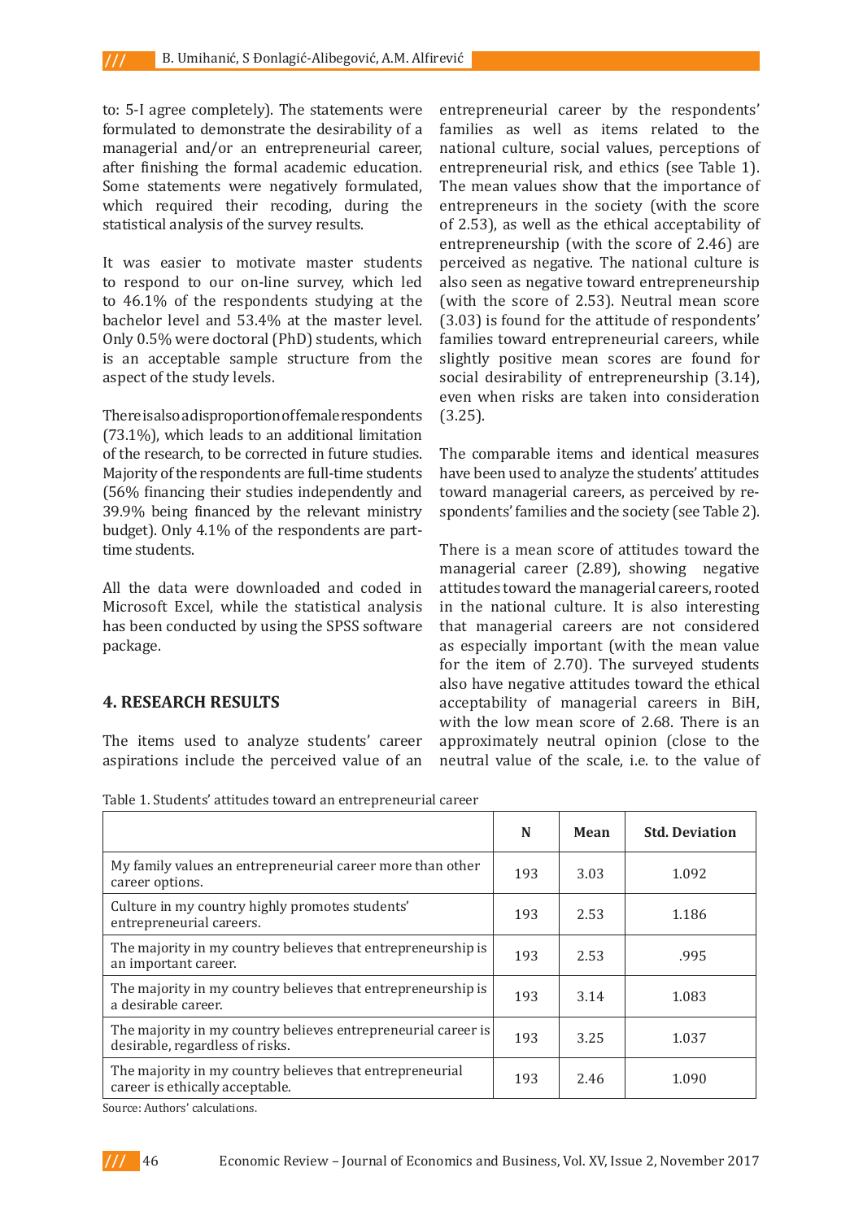to: 5-I agree completely). The statements were formulated to demonstrate the desirability of a managerial and/or an entrepreneurial career, after finishing the formal academic education. Some statements were negatively formulated, which required their recoding, during the statistical analysis of the survey results.

It was easier to motivate master students to respond to our on-line survey, which led to 46.1% of the respondents studying at the bachelor level and 53.4% at the master level. Only 0.5% were doctoral (PhD) students, which is an acceptable sample structure from the aspect of the study levels.

There is also a disproportion of female respondents (73.1%), which leads to an additional limitation of the research, to be corrected in future studies. Majority of the respondents are full-time students (56% financing their studies independently and 39.9% being financed by the relevant ministry budget). Only 4.1% of the respondents are part-time students.

All the data were downloaded and coded in Microsoft Excel, while the statistical analysis has been conducted by using the SPSS software package.

## 4. RESEARCH RESULTS

The items used to analyze students' career aspirations include the perceived value of an entrepreneurial career by the respondents' families as well as items related to the national culture, social values, perceptions of entrepreneurial risk, and ethics (see Table 1). The mean values show that the importance of entrepreneurs in the society (with the score of 2.53), as well as the ethical acceptability of entrepreneurship (with the score of 2.46) are perceived as negative. The national culture is also seen as negative toward entrepreneurship (with the score of 2.53). Neutral mean score (3.03) is found for the attitude of respondents' families toward entrepreneurial careers, while slightly positive mean scores are found for social desirability of entrepreneurship (3.14), even when risks are taken into consideration (3.25).

The comparable items and identical measures have been used to analyze the students' attitudes toward managerial careers, as perceived by respondents' families and the society (see Table 2).

There is a mean score of attitudes toward the managerial career (2.89), showing negative attitudes toward the managerial careers, rooted in the national culture. It is also interesting that managerial careers are not considered as especially important (with the mean value for the item of 2.70). The surveyed students also have negative attitudes toward the ethical acceptability of managerial careers in BiH, with the low mean score of 2.68. There is an approximately neutral opinion (close to the neutral value of the scale, i.e. to the value of

Table 1. Students' attitudes toward an entrepreneurial career

| | N | Mean | Std. Deviation |
|---|---|---|---|
| My family values an entrepreneurial career more than other career options. | 193 | 3.03 | 1.092 |
| Culture in my country highly promotes students' entrepreneurial careers. | 193 | 2.53 | 1.186 |
| The majority in my country believes that entrepreneurship is an important career. | 193 | 2.53 | .995 |
| The majority in my country believes that entrepreneurship is a desirable career. | 193 | 3.14 | 1.083 |
| The majority in my country believes entrepreneurial career is desirable, regardless of risks. | 193 | 3.25 | 1.037 |
| The majority in my country believes that entrepreneurial career is ethically acceptable. | 193 | 2.46 | 1.090 |

Source: Authors' calculations.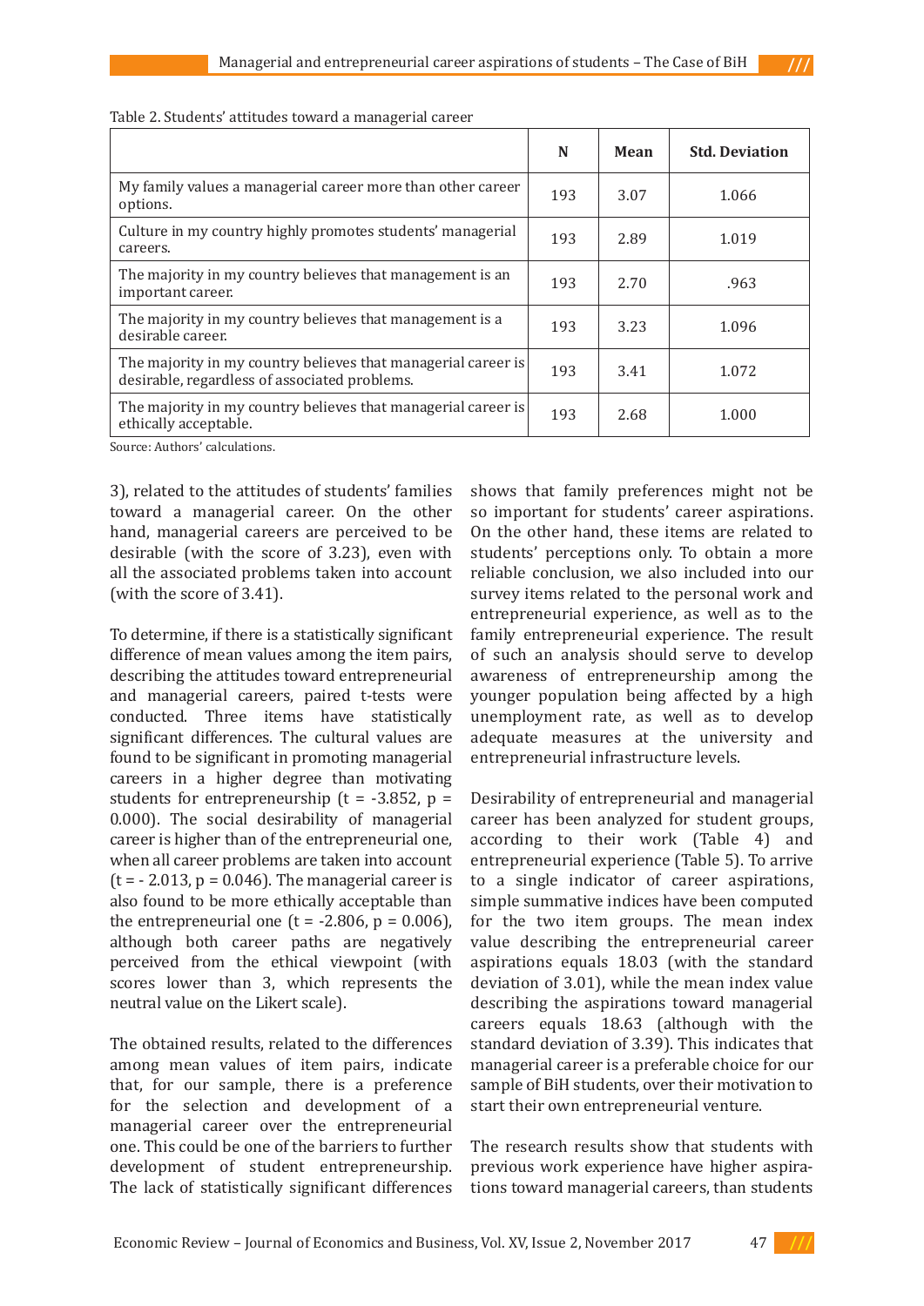Table 2. Students' attitudes toward a managerial career

| | N | Mean | Std. Deviation |
|---|---|---|---|
| My family values a managerial career more than other career options. | 193 | 3.07 | 1.066 |
| Culture in my country highly promotes students' managerial careers. | 193 | 2.89 | 1.019 |
| The majority in my country believes that management is an important career. | 193 | 2.70 | .963 |
| The majority in my country believes that management is a desirable career. | 193 | 3.23 | 1.096 |
| The majority in my country believes that managerial career is desirable, regardless of associated problems. | 193 | 3.41 | 1.072 |
| The majority in my country believes that managerial career is ethically acceptable. | 193 | 2.68 | 1.000 |

Source: Authors' calculations.

3), related to the attitudes of students' families toward a managerial career. On the other hand, managerial careers are perceived to be desirable (with the score of 3.23), even with all the associated problems taken into account (with the score of 3.41).

To determine, if there is a statistically significant difference of mean values among the item pairs, describing the attitudes toward entrepreneurial and managerial careers, paired t-tests were conducted. Three items have statistically significant differences. The cultural values are found to be significant in promoting managerial careers in a higher degree than motivating students for entrepreneurship ($t = -3.852$, $p = 0.000$). The social desirability of managerial career is higher than of the entrepreneurial one, when all career problems are taken into account ($t = -2.013$, $p = 0.046$). The managerial career is also found to be more ethically acceptable than the entrepreneurial one ($t = -2.806$, $p = 0.006$), although both career paths are negatively perceived from the ethical viewpoint (with scores lower than 3, which represents the neutral value on the Likert scale).

The obtained results, related to the differences among mean values of item pairs, indicate that, for our sample, there is a preference for the selection and development of a managerial career over the entrepreneurial one. This could be one of the barriers to further development of student entrepreneurship. The lack of statistically significant differences shows that family preferences might not be so important for students' career aspirations. On the other hand, these items are related to students' perceptions only. To obtain a more reliable conclusion, we also included into our survey items related to the personal work and entrepreneurial experience, as well as to the family entrepreneurial experience. The result of such an analysis should serve to develop awareness of entrepreneurship among the younger population being affected by a high unemployment rate, as well as to develop adequate measures at the university and entrepreneurial infrastructure levels.

Desirability of entrepreneurial and managerial career has been analyzed for student groups, according to their work (Table 4) and entrepreneurial experience (Table 5). To arrive to a single indicator of career aspirations, simple summative indices have been computed for the two item groups. The mean index value describing the entrepreneurial career aspirations equals 18.03 (with the standard deviation of 3.01), while the mean index value describing the aspirations toward managerial careers equals 18.63 (although with the standard deviation of 3.39). This indicates that managerial career is a preferable choice for our sample of BiH students, over their motivation to start their own entrepreneurial venture.

The research results show that students with previous work experience have higher aspirations toward managerial careers, than students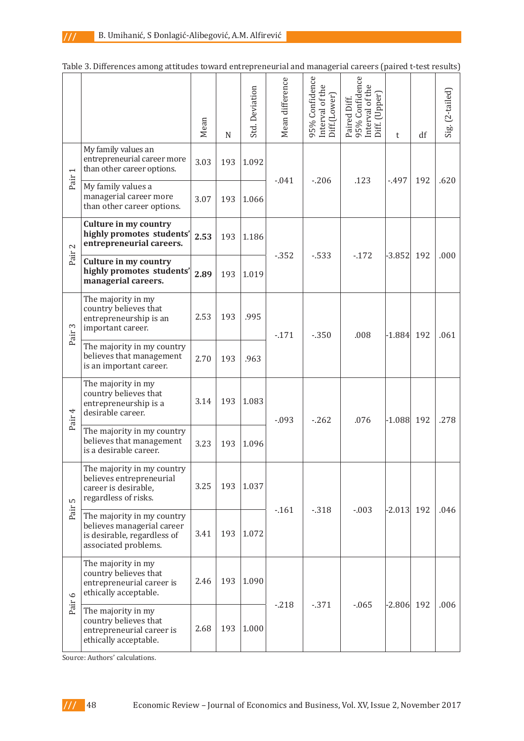Table 3. Differences among attitudes toward entrepreneurial and managerial careers (paired t-test results)

| | | Mean | N | Std. Deviation | Mean difference | 95% Confidence Interval of the Diff.(Lower) | Paired Diff. 95% Confidence Interval of the Diff. (Upper) | t | df | Sig. (2-tailed) |
|---|---|---|---|---|---|---|---|---|---|---|
| Pair 1 | My family values an entrepreneurial career more than other career options. | 3.03 | 193 | 1.092 | -.041 | -.206 | .123 | -.497 | 192 | .620 |
| | My family values a managerial career more than other career options. | 3.07 | 193 | 1.066 | | | | | | |
| Pair 2 | **Culture in my country highly promotes students' entrepreneurial careers.** | **2.53** | 193 | 1.186 | -.352 | -.533 | -.172 | -3.852 | 192 | .000 |
| | **Culture in my country highly promotes students' managerial careers.** | **2.89** | 193 | 1.019 | | | | | | |
| Pair 3 | The majority in my country believes that entrepreneurship is an important career. | 2.53 | 193 | .995 | -.171 | -.350 | .008 | -1.884 | 192 | .061 |
| | The majority in my country believes that management is an important career. | 2.70 | 193 | .963 | | | | | | |
| Pair 4 | The majority in my country believes that entrepreneurship is a desirable career. | 3.14 | 193 | 1.083 | -.093 | -.262 | .076 | -1.088 | 192 | .278 |
| | The majority in my country believes that management is a desirable career. | 3.23 | 193 | 1.096 | | | | | | |
| Pair 5 | The majority in my country believes entrepreneurial career is desirable, regardless of risks. | 3.25 | 193 | 1.037 | -.161 | -.318 | -.003 | -2.013 | 192 | .046 |
| | The majority in my country believes managerial career is desirable, regardless of associated problems. | 3.41 | 193 | 1.072 | | | | | | |
| Pair 6 | The majority in my country believes that entrepreneurial career is ethically acceptable. | 2.46 | 193 | 1.090 | -.218 | -.371 | -.065 | -2.806 | 192 | .006 |
| | The majority in my country believes that entrepreneurial career is ethically acceptable. | 2.68 | 193 | 1.000 | | | | | | |

Source: Authors' calculations.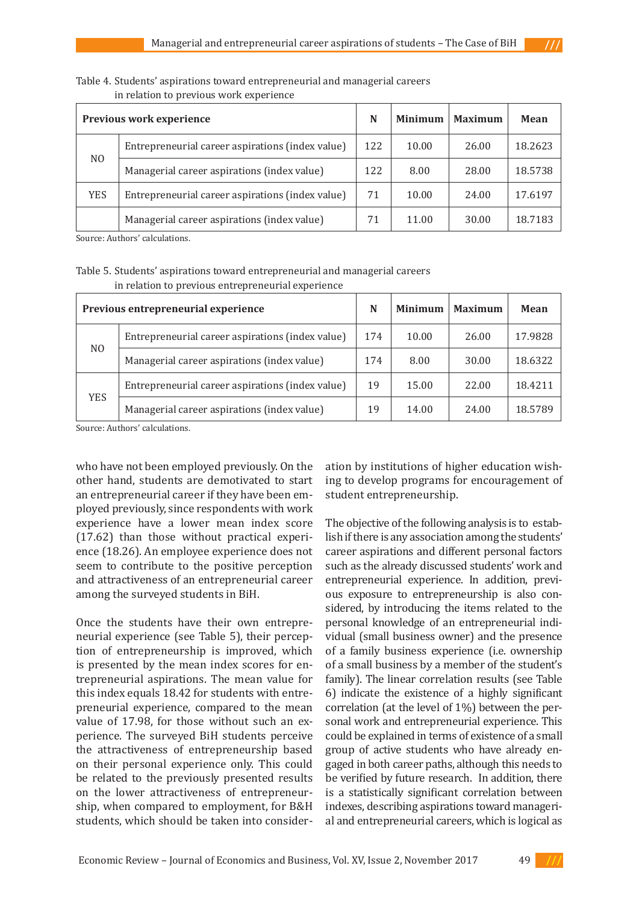Table 4. Students' aspirations toward entrepreneurial and managerial careers in relation to previous work experience

| Previous work experience | | N | Minimum | Maximum | Mean |
|---|---|---|---|---|---|
| NO | Entrepreneurial career aspirations (index value) | 122 | 10.00 | 26.00 | 18.2623 |
| | Managerial career aspirations (index value) | 122 | 8.00 | 28.00 | 18.5738 |
| YES | Entrepreneurial career aspirations (index value) | 71 | 10.00 | 24.00 | 17.6197 |
| | Managerial career aspirations (index value) | 71 | 11.00 | 30.00 | 18.7183 |

Source: Authors' calculations.

Table 5. Students' aspirations toward entrepreneurial and managerial careers in relation to previous entrepreneurial experience

| Previous entrepreneurial experience | | N | Minimum | Maximum | Mean |
|---|---|---|---|---|---|
| NO | Entrepreneurial career aspirations (index value) | 174 | 10.00 | 26.00 | 17.9828 |
| | Managerial career aspirations (index value) | 174 | 8.00 | 30.00 | 18.6322 |
| YES | Entrepreneurial career aspirations (index value) | 19 | 15.00 | 22.00 | 18.4211 |
| | Managerial career aspirations (index value) | 19 | 14.00 | 24.00 | 18.5789 |

Source: Authors' calculations.

who have not been employed previously. On the other hand, students are demotivated to start an entrepreneurial career if they have been employed previously, since respondents with work experience have a lower mean index score (17.62) than those without practical experience (18.26). An employee experience does not seem to contribute to the positive perception and attractiveness of an entrepreneurial career among the surveyed students in BiH.

Once the students have their own entrepreneurial experience (see Table 5), their perception of entrepreneurship is improved, which is presented by the mean index scores for entrepreneurial aspirations. The mean value for this index equals 18.42 for students with entrepreneurial experience, compared to the mean value of 17.98, for those without such an experience. The surveyed BiH students perceive the attractiveness of entrepreneurship based on their personal experience only. This could be related to the previously presented results on the lower attractiveness of entrepreneurship, when compared to employment, for B&H students, which should be taken into consideration by institutions of higher education wishing to develop programs for encouragement of student entrepreneurship.

The objective of the following analysis is to establish if there is any association among the students' career aspirations and different personal factors such as the already discussed students' work and entrepreneurial experience. In addition, previous exposure to entrepreneurship is also considered, by introducing the items related to the personal knowledge of an entrepreneurial individual (small business owner) and the presence of a family business experience (i.e. ownership of a small business by a member of the student's family). The linear correlation results (see Table 6) indicate the existence of a highly significant correlation (at the level of 1%) between the personal work and entrepreneurial experience. This could be explained in terms of existence of a small group of active students who have already engaged in both career paths, although this needs to be verified by future research. In addition, there is a statistically significant correlation between indexes, describing aspirations toward managerial and entrepreneurial careers, which is logical as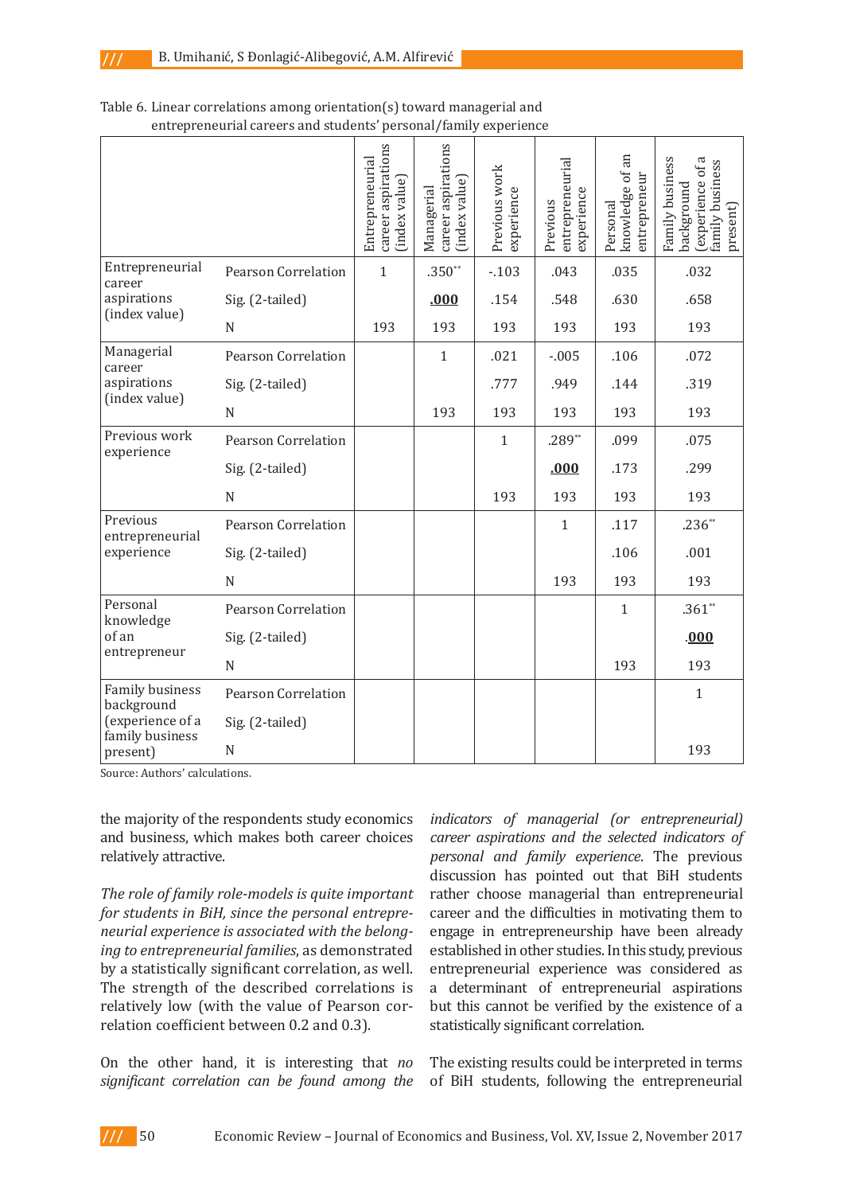Table 6. Linear correlations among orientation(s) toward managerial and entrepreneurial careers and students' personal/family experience

| | | Entrepreneurial career aspirations (index value) | Managerial career aspirations (index value) | Previous work experience | Previous entrepreneurial experience | Personal knowledge of an entrepreneur | Family business background (experience of a family business present) |
|---|---|---|---|---|---|---|---|
| Entrepreneurial career aspirations (index value) | Pearson Correlation | 1 | .350** | -.103 | .043 | .035 | .032 |
| | Sig. (2-tailed) | | **.000** | .154 | .548 | .630 | .658 |
| | N | 193 | 193 | 193 | 193 | 193 | 193 |
| Managerial career aspirations (index value) | Pearson Correlation | | 1 | .021 | -.005 | .106 | .072 |
| | Sig. (2-tailed) | | | .777 | .949 | .144 | .319 |
| | N | | 193 | 193 | 193 | 193 | 193 |
| Previous work experience | Pearson Correlation | | | 1 | .289** | .099 | .075 |
| | Sig. (2-tailed) | | | | **.000** | .173 | .299 |
| | N | | | 193 | 193 | 193 | 193 |
| Previous entrepreneurial experience | Pearson Correlation | | | | 1 | .117 | .236** |
| | Sig. (2-tailed) | | | | | .106 | .001 |
| | N | | | | 193 | 193 | 193 |
| Personal knowledge of an entrepreneur | Pearson Correlation | | | | | 1 | .361** |
| | Sig. (2-tailed) | | | | | | **.000** |
| | N | | | | | 193 | 193 |
| Family business background (experience of a family business present) | Pearson Correlation | | | | | | 1 |
| | Sig. (2-tailed) | | | | | | |
| | N | | | | | | 193 |

Source: Authors' calculations.

the majority of the respondents study economics and business, which makes both career choices relatively attractive.

*The role of family role-models is quite important for students in BiH, since the personal entrepreneurial experience is associated with the belonging to entrepreneurial families*, as demonstrated by a statistically significant correlation, as well. The strength of the described correlations is relatively low (with the value of Pearson correlation coefficient between 0.2 and 0.3).

On the other hand, it is interesting that *no significant correlation can be found among the indicators of managerial (or entrepreneurial) career aspirations and the selected indicators of personal and family experience*. The previous discussion has pointed out that BiH students rather choose managerial than entrepreneurial career and the difficulties in motivating them to engage in entrepreneurship have been already established in other studies. In this study, previous entrepreneurial experience was considered as a determinant of entrepreneurial aspirations but this cannot be verified by the existence of a statistically significant correlation.

The existing results could be interpreted in terms of BiH students, following the entrepreneurial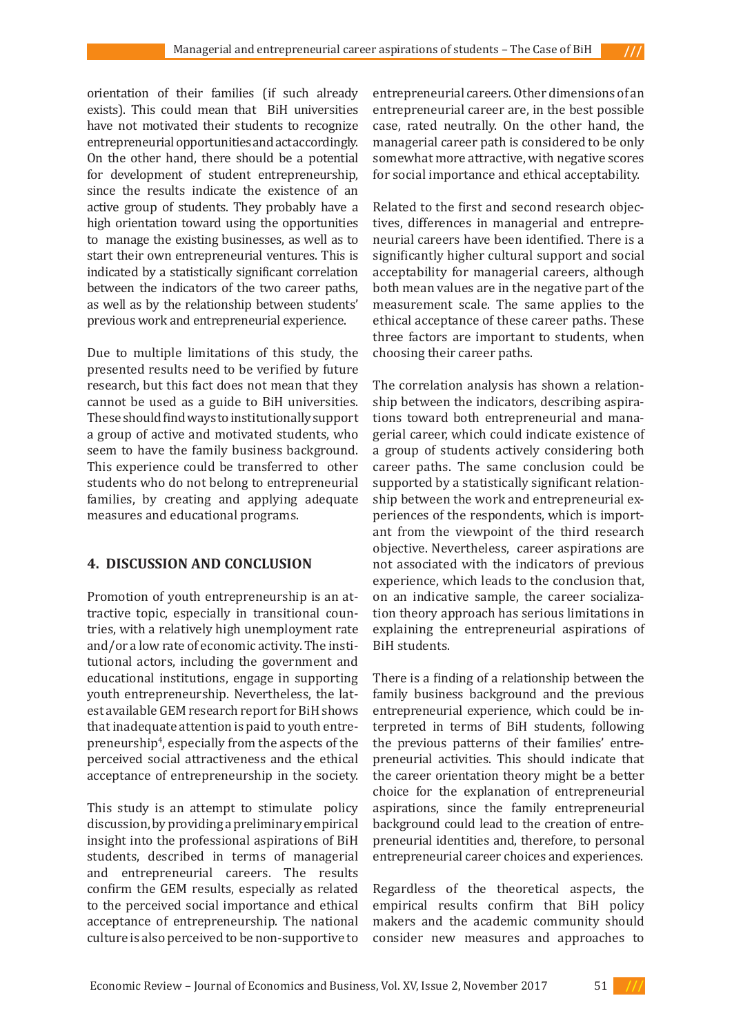orientation of their families (if such already exists). This could mean that BiH universities have not motivated their students to recognize entrepreneurial opportunities and act accordingly. On the other hand, there should be a potential for development of student entrepreneurship, since the results indicate the existence of an active group of students. They probably have a high orientation toward using the opportunities to manage the existing businesses, as well as to start their own entrepreneurial ventures. This is indicated by a statistically significant correlation between the indicators of the two career paths, as well as by the relationship between students' previous work and entrepreneurial experience.

Due to multiple limitations of this study, the presented results need to be verified by future research, but this fact does not mean that they cannot be used as a guide to BiH universities. These should find ways to institutionally support a group of active and motivated students, who seem to have the family business background. This experience could be transferred to other students who do not belong to entrepreneurial families, by creating and applying adequate measures and educational programs.

## 4. DISCUSSION AND CONCLUSION

Promotion of youth entrepreneurship is an attractive topic, especially in transitional countries, with a relatively high unemployment rate and/or a low rate of economic activity. The institutional actors, including the government and educational institutions, engage in supporting youth entrepreneurship. Nevertheless, the latest available GEM research report for BiH shows that inadequate attention is paid to youth entrepreneurship[4], especially from the aspects of the perceived social attractiveness and the ethical acceptance of entrepreneurship in the society.

This study is an attempt to stimulate policy discussion, by providing a preliminary empirical insight into the professional aspirations of BiH students, described in terms of managerial and entrepreneurial careers. The results confirm the GEM results, especially as related to the perceived social importance and ethical acceptance of entrepreneurship. The national culture is also perceived to be non-supportive to entrepreneurial careers. Other dimensions of an entrepreneurial career are, in the best possible case, rated neutrally. On the other hand, the managerial career path is considered to be only somewhat more attractive, with negative scores for social importance and ethical acceptability.

Related to the first and second research objectives, differences in managerial and entrepreneurial careers have been identified. There is a significantly higher cultural support and social acceptability for managerial careers, although both mean values are in the negative part of the measurement scale. The same applies to the ethical acceptance of these career paths. These three factors are important to students, when choosing their career paths.

The correlation analysis has shown a relationship between the indicators, describing aspirations toward both entrepreneurial and managerial career, which could indicate existence of a group of students actively considering both career paths. The same conclusion could be supported by a statistically significant relationship between the work and entrepreneurial experiences of the respondents, which is important from the viewpoint of the third research objective. Nevertheless, career aspirations are not associated with the indicators of previous experience, which leads to the conclusion that, on an indicative sample, the career socialization theory approach has serious limitations in explaining the entrepreneurial aspirations of BiH students.

There is a finding of a relationship between the family business background and the previous entrepreneurial experience, which could be interpreted in terms of BiH students, following the previous patterns of their families' entrepreneurial activities. This should indicate that the career orientation theory might be a better choice for the explanation of entrepreneurial aspirations, since the family entrepreneurial background could lead to the creation of entrepreneurial identities and, therefore, to personal entrepreneurial career choices and experiences.

Regardless of the theoretical aspects, the empirical results confirm that BiH policy makers and the academic community should consider new measures and approaches to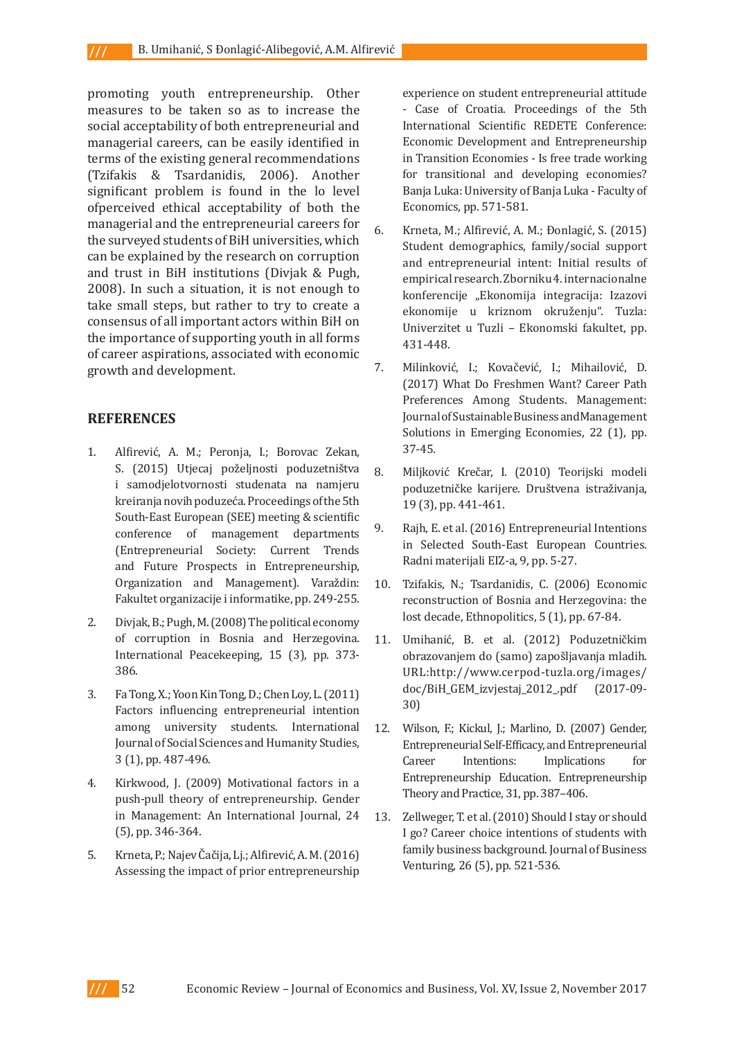promoting youth entrepreneurship. Other measures to be taken so as to increase the social acceptability of both entrepreneurial and managerial careers, can be easily identified in terms of the existing general recommendations (Tzifakis & Tsardanidis, 2006). Another significant problem is found in the lo level ofperceived ethical acceptability of both the managerial and the entrepreneurial careers for the surveyed students of BiH universities, which can be explained by the research on corruption and trust in BiH institutions (Divjak & Pugh, 2008). In such a situation, it is not enough to take small steps, but rather to try to create a consensus of all important actors within BiH on the importance of supporting youth in all forms of career aspirations, associated with economic growth and development.

## REFERENCES

1. Alfirević, A. M.; Peronja, I.; Borovac Zekan, S. (2015) Utjecaj poželjnosti poduzetništva i samodjelotvornosti studenata na namjeru kreiranja novih poduzeća. Proceedings of the 5th South-East European (SEE) meeting & scientific conference of management departments (Entrepreneurial Society: Current Trends and Future Prospects in Entrepreneurship, Organization and Management). Varaždin: Fakultet organizacije i informatike, pp. 249-255.
2. Divjak, B.; Pugh, M. (2008) The political economy of corruption in Bosnia and Herzegovina. International Peacekeeping, 15 (3), pp. 373-386.
3. Fa Tong, X.; Yoon Kin Tong, D.; Chen Loy, L. (2011) Factors influencing entrepreneurial intention among university students. International Journal of Social Sciences and Humanity Studies, 3 (1), pp. 487-496.
4. Kirkwood, J. (2009) Motivational factors in a push-pull theory of entrepreneurship. Gender in Management: An International Journal, 24 (5), pp. 346-364.
5. Krneta, P.; Najev Čačija, Lj.; Alfirević, A. M. (2016) Assessing the impact of prior entrepreneurship experience on student entrepreneurial attitude - Case of Croatia. Proceedings of the 5th International Scientific REDETE Conference: Economic Development and Entrepreneurship in Transition Economies - Is free trade working for transitional and developing economies? Banja Luka: University of Banja Luka - Faculty of Economics, pp. 571-581.
6. Krneta, M.; Alfirević, A. M.; Đonlagić, S. (2015) Student demographics, family/social support and entrepreneurial intent: Initial results of empirical research. Zborniku 4. internacionalne konferencije „Ekonomija integracija: Izazovi ekonomije u kriznom okruženju". Tuzla: Univerzitet u Tuzli – Ekonomski fakultet, pp. 431-448.
7. Milinković, I.; Kovačević, I.; Mihailović, D. (2017) What Do Freshmen Want? Career Path Preferences Among Students. Management: Journal of Sustainable Business and Management Solutions in Emerging Economies, 22 (1), pp. 37-45.
8. Miljković Krečar, I. (2010) Teorijski modeli poduzetničke karijere. Društvena istraživanja, 19 (3), pp. 441-461.
9. Rajh, E. et al. (2016) Entrepreneurial Intentions in Selected South-East European Countries. Radni materijali EIZ-a, 9, pp. 5-27.
10. Tzifakis, N.; Tsardanidis, C. (2006) Economic reconstruction of Bosnia and Herzegovina: the lost decade, Ethnopolitics, 5 (1), pp. 67-84.
11. Umihanić, B. et al. (2012) Poduzetničkim obrazovanjem do (samo) zapošljavanja mladih. URL:http://www.cerpod-tuzla.org/images/doc/BiH_GEM_izvjestaj_2012_.pdf (2017-09-30)
12. Wilson, F.; Kickul, J.; Marlino, D. (2007) Gender, Entrepreneurial Self-Efficacy, and Entrepreneurial Career Intentions: Implications for Entrepreneurship Education. Entrepreneurship Theory and Practice, 31, pp. 387–406.
13. Zellweger, T. et al. (2010) Should I stay or should I go? Career choice intentions of students with family business background. Journal of Business Venturing, 26 (5), pp. 521-536.